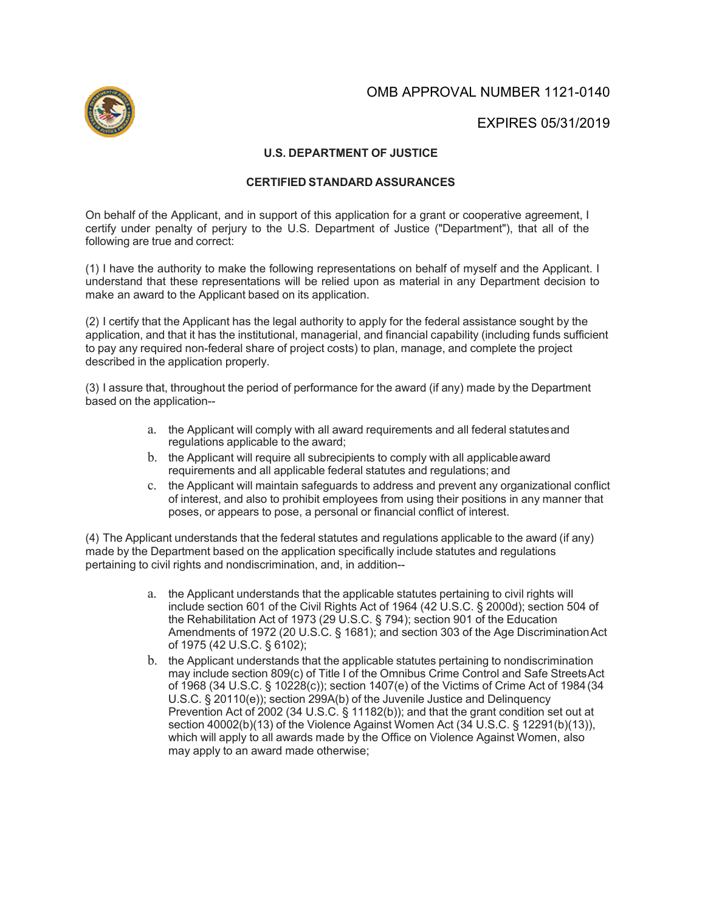OMB APPROVAL NUMBER 1121-0140

EXPIRES 05/31/2019

**U.S. DEPARTMENT OF JUSTICE**

**CERTIFIED STANDARD ASSURANCES**

On behalf of the Applicant, and in support of this application for a grant or cooperative agreement, I certify under penalty of perjury to the U.S. Department of Justice ("Department"), that all of the following are true and correct:

(1) I have the authority to make the following representations on behalf of myself and the Applicant. I understand that these representations will be relied upon as material in any Department decision to make an award to the Applicant based on its application.

(2) I certify that the Applicant has the legal authority to apply for the federal assistance sought by the application, and that it has the institutional, managerial, and financial capability (including funds sufficient to pay any required non-federal share of project costs) to plan, manage, and complete the project described in the application properly.

(3) I assure that, throughout the period of performance for the award (if any) made by the Department based on the application--

a. the Applicant will comply with all award requirements and all federal statutes and regulations applicable to the award;
b. the Applicant will require all subrecipients to comply with all applicable award requirements and all applicable federal statutes and regulations; and
c. the Applicant will maintain safeguards to address and prevent any organizational conflict of interest, and also to prohibit employees from using their positions in any manner that poses, or appears to pose, a personal or financial conflict of interest.

(4) The Applicant understands that the federal statutes and regulations applicable to the award (if any) made by the Department based on the application specifically include statutes and regulations pertaining to civil rights and nondiscrimination, and, in addition--

a. the Applicant understands that the applicable statutes pertaining to civil rights will include section 601 of the Civil Rights Act of 1964 (42 U.S.C. § 2000d); section 504 of the Rehabilitation Act of 1973 (29 U.S.C. § 794); section 901 of the Education Amendments of 1972 (20 U.S.C. § 1681); and section 303 of the Age Discrimination Act of 1975 (42 U.S.C. § 6102);
b. the Applicant understands that the applicable statutes pertaining to nondiscrimination may include section 809(c) of Title I of the Omnibus Crime Control and Safe Streets Act of 1968 (34 U.S.C. § 10228(c)); section 1407(e) of the Victims of Crime Act of 1984 (34 U.S.C. § 20110(e)); section 299A(b) of the Juvenile Justice and Delinquency Prevention Act of 2002 (34 U.S.C. § 11182(b)); and that the grant condition set out at section 40002(b)(13) of the Violence Against Women Act (34 U.S.C. § 12291(b)(13)), which will apply to all awards made by the Office on Violence Against Women, also may apply to an award made otherwise;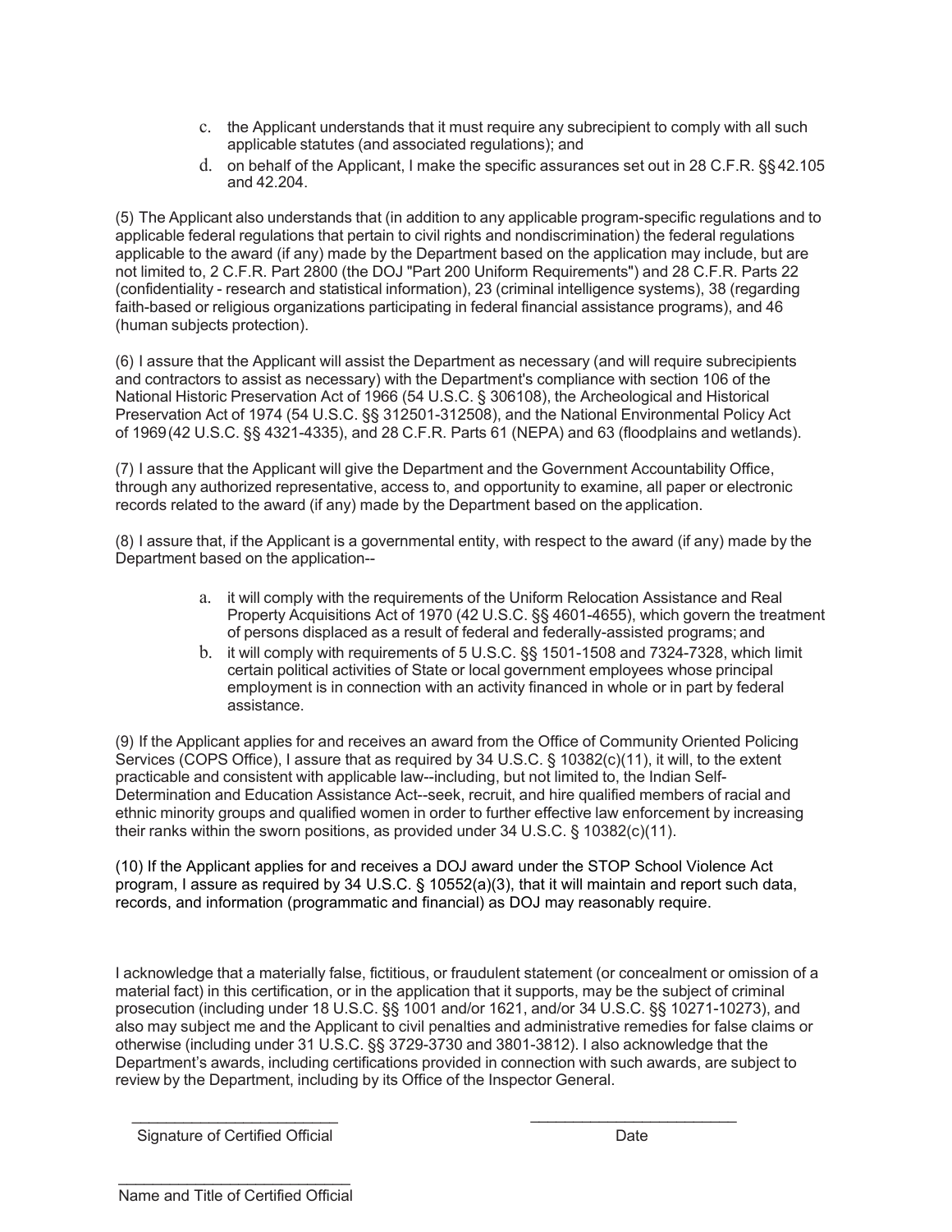c. the Applicant understands that it must require any subrecipient to comply with all such applicable statutes (and associated regulations); and

d. on behalf of the Applicant, I make the specific assurances set out in 28 C.F.R. §§ 42.105 and 42.204.

(5) The Applicant also understands that (in addition to any applicable program-specific regulations and to applicable federal regulations that pertain to civil rights and nondiscrimination) the federal regulations applicable to the award (if any) made by the Department based on the application may include, but are not limited to, 2 C.F.R. Part 2800 (the DOJ "Part 200 Uniform Requirements") and 28 C.F.R. Parts 22 (confidentiality - research and statistical information), 23 (criminal intelligence systems), 38 (regarding faith-based or religious organizations participating in federal financial assistance programs), and 46 (human subjects protection).

(6) I assure that the Applicant will assist the Department as necessary (and will require subrecipients and contractors to assist as necessary) with the Department's compliance with section 106 of the National Historic Preservation Act of 1966 (54 U.S.C. § 306108), the Archeological and Historical Preservation Act of 1974 (54 U.S.C. §§ 312501-312508), and the National Environmental Policy Act of 1969 (42 U.S.C. §§ 4321-4335), and 28 C.F.R. Parts 61 (NEPA) and 63 (floodplains and wetlands).

(7) I assure that the Applicant will give the Department and the Government Accountability Office, through any authorized representative, access to, and opportunity to examine, all paper or electronic records related to the award (if any) made by the Department based on the application.

(8) I assure that, if the Applicant is a governmental entity, with respect to the award (if any) made by the Department based on the application--

a. it will comply with the requirements of the Uniform Relocation Assistance and Real Property Acquisitions Act of 1970 (42 U.S.C. §§ 4601-4655), which govern the treatment of persons displaced as a result of federal and federally-assisted programs; and

b. it will comply with requirements of 5 U.S.C. §§ 1501-1508 and 7324-7328, which limit certain political activities of State or local government employees whose principal employment is in connection with an activity financed in whole or in part by federal assistance.

(9) If the Applicant applies for and receives an award from the Office of Community Oriented Policing Services (COPS Office), I assure that as required by 34 U.S.C. § 10382(c)(11), it will, to the extent practicable and consistent with applicable law--including, but not limited to, the Indian Self-Determination and Education Assistance Act--seek, recruit, and hire qualified members of racial and ethnic minority groups and qualified women in order to further effective law enforcement by increasing their ranks within the sworn positions, as provided under 34 U.S.C. § 10382(c)(11).

(10) If the Applicant applies for and receives a DOJ award under the STOP School Violence Act program, I assure as required by 34 U.S.C. § 10552(a)(3), that it will maintain and report such data, records, and information (programmatic and financial) as DOJ may reasonably require.

I acknowledge that a materially false, fictitious, or fraudulent statement (or concealment or omission of a material fact) in this certification, or in the application that it supports, may be the subject of criminal prosecution (including under 18 U.S.C. §§ 1001 and/or 1621, and/or 34 U.S.C. §§ 10271-10273), and also may subject me and the Applicant to civil penalties and administrative remedies for false claims or otherwise (including under 31 U.S.C. §§ 3729-3730 and 3801-3812). I also acknowledge that the Department's awards, including certifications provided in connection with such awards, are subject to review by the Department, including by its Office of the Inspector General.

\_\_\_\_\_\_\_\_\_\_\_\_\_\_\_\_\_\_\_\_\_\_\_\_\_\_ \_\_\_\_\_\_\_\_\_\_\_\_\_\_\_\_\_\_\_\_\_\_\_\_\_\_

Signature of Certified Official Date

\_\_\_\_\_\_\_\_\_\_\_\_\_\_\_\_\_\_\_\_\_\_\_\_\_\_

Name and Title of Certified Official